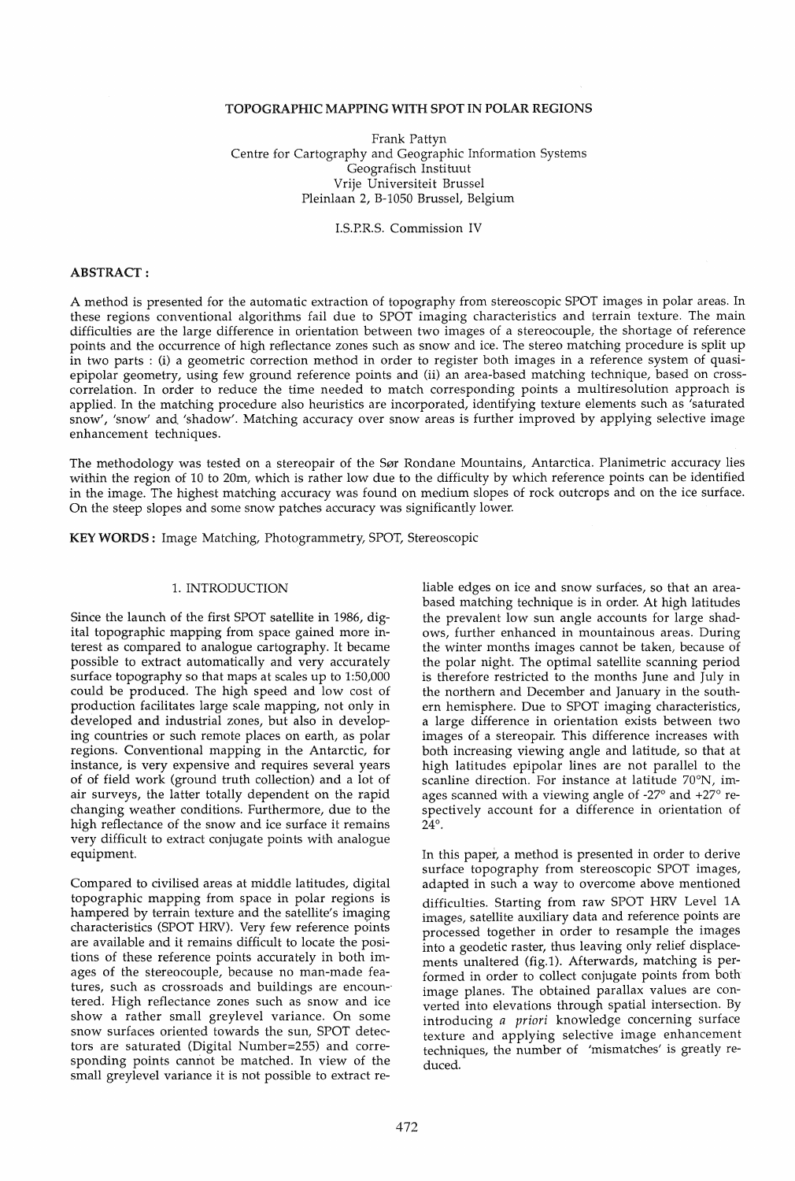# TOPOGRAPHIC MAPPING WITH SPOT IN POLAR REGIONS

Frank Pattyn
Centre for Cartography and Geographic Information Systems
Geografisch Instituut
Vrije Universiteit Brussel
Pleinlaan 2, B-1050 Brussel, Belgium

I.S.P.R.S. Commission IV

## ABSTRACT :

A method is presented for the automatic extraction of topography from stereoscopic SPOT images in polar areas. In these regions conventional algorithms fail due to SPOT imaging characteristics and terrain texture. The main difficulties are the large difference in orientation between two images of a stereocouple, the shortage of reference points and the occurrence of high reflectance zones such as snow and ice. The stereo matching procedure is split up in two parts : (i) a geometric correction method in order to register both images in a reference system of quasi-epipolar geometry, using few ground reference points and (ii) an area-based matching technique, based on cross-correlation. In order to reduce the time needed to match corresponding points a multiresolution approach is applied. In the matching procedure also heuristics are incorporated, identifying texture elements such as 'saturated snow', 'snow' and 'shadow'. Matching accuracy over snow areas is further improved by applying selective image enhancement techniques.

The methodology was tested on a stereopair of the Sør Rondane Mountains, Antarctica. Planimetric accuracy lies within the region of 10 to 20m, which is rather low due to the difficulty by which reference points can be identified in the image. The highest matching accuracy was found on medium slopes of rock outcrops and on the ice surface. On the steep slopes and some snow patches accuracy was significantly lower.

**KEY WORDS :** Image Matching, Photogrammetry, SPOT, Stereoscopic

## 1. INTRODUCTION

Since the launch of the first SPOT satellite in 1986, digital topographic mapping from space gained more interest as compared to analogue cartography. It became possible to extract automatically and very accurately surface topography so that maps at scales up to 1:50,000 could be produced. The high speed and low cost of production facilitates large scale mapping, not only in developed and industrial zones, but also in developing countries or such remote places on earth, as polar regions. Conventional mapping in the Antarctic, for instance, is very expensive and requires several years of of field work (ground truth collection) and a lot of air surveys, the latter totally dependent on the rapid changing weather conditions. Furthermore, due to the high reflectance of the snow and ice surface it remains very difficult to extract conjugate points with analogue equipment.

Compared to civilised areas at middle latitudes, digital topographic mapping from space in polar regions is hampered by terrain texture and the satellite's imaging characteristics (SPOT HRV). Very few reference points are available and it remains difficult to locate the positions of these reference points accurately in both images of the stereocouple, because no man-made features, such as crossroads and buildings are encountered. High reflectance zones such as snow and ice show a rather small greylevel variance. On some snow surfaces oriented towards the sun, SPOT detectors are saturated (Digital Number=255) and corresponding points cannot be matched. In view of the small greylevel variance it is not possible to extract reliable edges on ice and snow surfaces, so that an area-based matching technique is in order. At high latitudes the prevalent low sun angle accounts for large shadows, further enhanced in mountainous areas. During the winter months images cannot be taken, because of the polar night. The optimal satellite scanning period is therefore restricted to the months June and July in the northern and December and January in the southern hemisphere. Due to SPOT imaging characteristics, a large difference in orientation exists between two images of a stereopair. This difference increases with both increasing viewing angle and latitude, so that at high latitudes epipolar lines are not parallel to the scanline direction. For instance at latitude 70°N, images scanned with a viewing angle of -27° and +27° respectively account for a difference in orientation of 24°.

In this paper, a method is presented in order to derive surface topography from stereoscopic SPOT images, adapted in such a way to overcome above mentioned difficulties. Starting from raw SPOT HRV Level 1A images, satellite auxiliary data and reference points are processed together in order to resample the images into a geodetic raster, thus leaving only relief displacements unaltered (fig.1). Afterwards, matching is performed in order to collect conjugate points from both image planes. The obtained parallax values are converted into elevations through spatial intersection. By introducing *a priori* knowledge concerning surface texture and applying selective image enhancement techniques, the number of 'mismatches' is greatly reduced.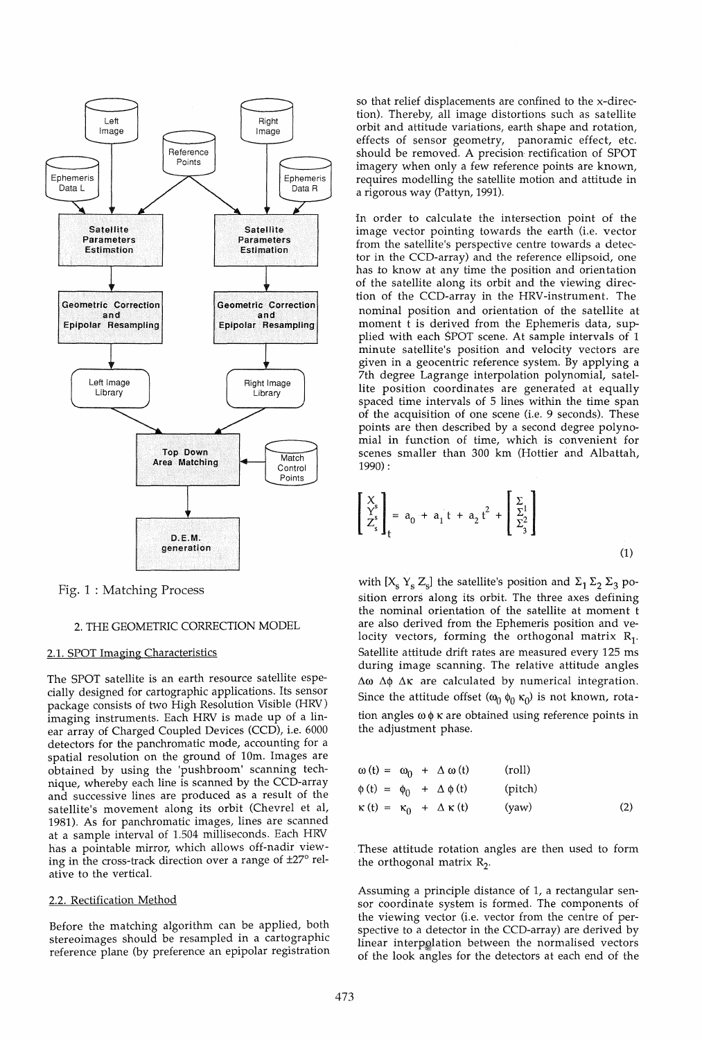Left Image

Right Image

Reference Points

Ephemeris Data L

Ephemeris Data R

Satellite Parameters Estimation

Satellite Parameters Estimation

Geometric Correction and Epipolar Resampling

Geometric Correction and Epipolar Resampling

Left Image Library

Right Image Library

Top Down Area Matching

Match Control Points

D.E.M. generation

Fig. 1 : Matching Process

## 2. THE GEOMETRIC CORRECTION MODEL

### 2.1. SPOT Imaging Characteristics

The SPOT satellite is an earth resource satellite especially designed for cartographic applications. Its sensor package consists of two High Resolution Visible (HRV) imaging instruments. Each HRV is made up of a linear array of Charged Coupled Devices (CCD), i.e. 6000 detectors for the panchromatic mode, accounting for a spatial resolution on the ground of 10m. Images are obtained by using the 'pushbroom' scanning technique, whereby each line is scanned by the CCD-array and successive lines are produced as a result of the satellite's movement along its orbit (Chevrel et al, 1981). As for panchromatic images, lines are scanned at a sample interval of 1.504 milliseconds. Each HRV has a pointable mirror, which allows off-nadir viewing in the cross-track direction over a range of ±27° relative to the vertical.

### 2.2. Rectification Method

Before the matching algorithm can be applied, both stereoimages should be resampled in a cartographic reference plane (by preference an epipolar registration so that relief displacements are confined to the x-direction). Thereby, all image distortions such as satellite orbit and attitude variations, earth shape and rotation, effects of sensor geometry, panoramic effect, etc. should be removed. A precision rectification of SPOT imagery when only a few reference points are known, requires modelling the satellite motion and attitude in a rigorous way (Pattyn, 1991).

In order to calculate the intersection point of the image vector pointing towards the earth (i.e. vector from the satellite's perspective centre towards a detector in the CCD-array) and the reference ellipsoid, one has to know at any time the position and orientation of the satellite along its orbit and the viewing direction of the CCD-array in the HRV-instrument. The nominal position and orientation of the satellite at moment t is derived from the Ephemeris data, supplied with each SPOT scene. At sample intervals of 1 minute satellite's position and velocity vectors are given in a geocentric reference system. By applying a 7th degree Lagrange interpolation polynomial, satellite position coordinates are generated at equally spaced time intervals of 5 lines within the time span of the acquisition of one scene (i.e. 9 seconds). These points are then described by a second degree polynomial in function of time, which is convenient for scenes smaller than 300 km (Hottier and Albattah, 1990) :

$$\begin{bmatrix} X_s \\ Y_s \\ Z_s \end{bmatrix}_t = a_0 + a_1 t + a_2 t^2 + \begin{bmatrix} \Sigma_1 \\ \Sigma_2 \\ \Sigma_3 \end{bmatrix} \quad (1)$$

with $[X_s \; Y_s \; Z_s]$ the satellite's position and $\Sigma_1 \; \Sigma_2 \; \Sigma_3$ position errors along its orbit. The three axes defining the nominal orientation of the satellite at moment t are also derived from the Ephemeris position and velocity vectors, forming the orthogonal matrix $R_1$. Satellite attitude drift rates are measured every 125 ms during image scanning. The relative attitude angles $\Delta\omega \; \Delta\phi \; \Delta\kappa$ are calculated by numerical integration. Since the attitude offset $(\omega_0 \; \phi_0 \; \kappa_0)$ is not known, rotation angles $\omega \; \phi \; \kappa$ are obtained using reference points in the adjustment phase.

$$\begin{aligned} \omega(t) &= \omega_0 + \Delta\omega(t) && \text{(roll)} \\ \phi(t) &= \phi_0 + \Delta\phi(t) && \text{(pitch)} \\ \kappa(t) &= \kappa_0 + \Delta\kappa(t) && \text{(yaw)} \end{aligned} \quad (2)$$

These attitude rotation angles are then used to form the orthogonal matrix $R_2$.

Assuming a principle distance of 1, a rectangular sensor coordinate system is formed. The components of the viewing vector (i.e. vector from the centre of perspective to a detector in the CCD-array) are derived by linear interpolation between the normalised vectors of the look angles for the detectors at each end of the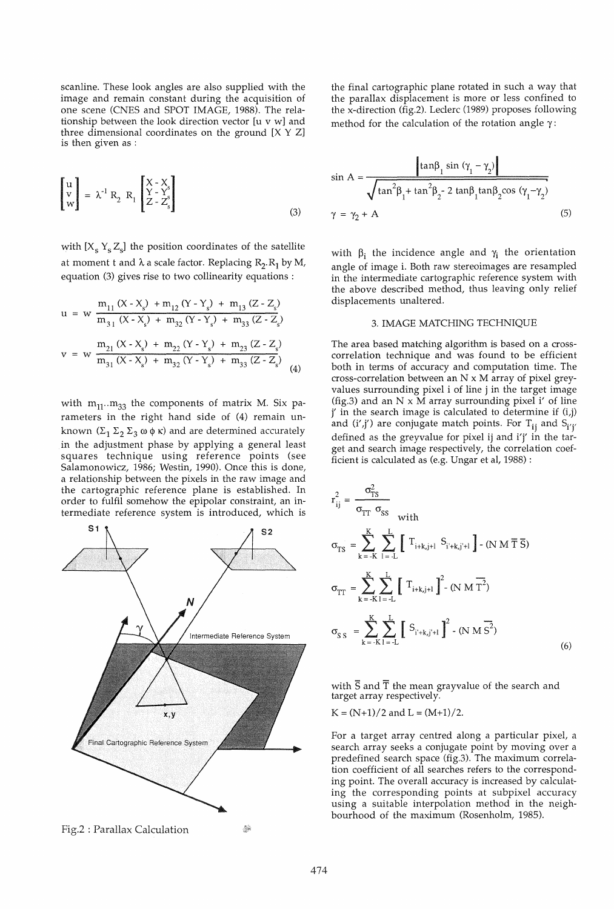scanline. These look angles are also supplied with the image and remain constant during the acquisition of one scene (CNES and SPOT IMAGE, 1988). The relationship between the look direction vector [u v w] and three dimensional coordinates on the ground [X Y Z] is then given as :

$$\begin{bmatrix} u \\ v \\ w \end{bmatrix} = \lambda^{-1} R_2 R_1 \begin{bmatrix} X - X_s \\ Y - Y_s \\ Z - Z_s \end{bmatrix} \tag{3}$$

with $[X_s \; Y_s \; Z_s]$ the position coordinates of the satellite at moment t and $\lambda$ a scale factor. Replacing $R_2.R_1$ by M, equation (3) gives rise to two collinearity equations :

$$u = w \frac{m_{11}(X - X_s) + m_{12}(Y - Y_s) + m_{13}(Z - Z_s)}{m_{31}(X - X_s) + m_{32}(Y - Y_s) + m_{33}(Z - Z_s)}$$

$$v = w \frac{m_{21}(X - X_s) + m_{22}(Y - Y_s) + m_{23}(Z - Z_s)}{m_{31}(X - X_s) + m_{32}(Y - Y_s) + m_{33}(Z - Z_s)} \tag{4}$$

with $m_{11}..m_{33}$ the components of matrix M. Six parameters in the right hand side of (4) remain unknown ($\Sigma_1 \; \Sigma_2 \; \Sigma_3 \; \omega \; \phi \; \kappa$) and are determined accurately in the adjustment phase by applying a general least squares technique using reference points (see Salamonowicz, 1986; Westin, 1990). Once this is done, a relationship between the pixels in the raw image and the cartographic reference plane is established. In order to fulfil somehow the epipolar constraint, an intermediate reference system is introduced, which is

S1

S2

N

γ

Intermediate Reference System

x,y

Final Cartographic Reference System

Fig.2 : Parallax Calculation

the final cartographic plane rotated in such a way that the parallax displacement is more or less confined to the x-direction (fig.2). Leclerc (1989) proposes following method for the calculation of the rotation angle $\gamma$:

$$\sin A = \frac{\left|\tan\beta_1 \sin(\gamma_1 - \gamma_2)\right|}{\sqrt{\tan^2\beta_1 + \tan^2\beta_2 - 2\tan\beta_1\tan\beta_2\cos(\gamma_1 - \gamma_2)}}$$

$$\gamma = \gamma_2 + A \tag{5}$$

with $\beta_i$ the incidence angle and $\gamma_i$ the orientation angle of image i. Both raw stereoimages are resampled in the intermediate cartographic reference system with the above described method, thus leaving only relief displacements unaltered.

## 3. IMAGE MATCHING TECHNIQUE

The area based matching algorithm is based on a cross-correlation technique and was found to be efficient both in terms of accuracy and computation time. The cross-correlation between an N x M array of pixel grey-values surrounding pixel i of line j in the target image (fig.3) and an N x M array surrounding pixel i' of line j' in the search image is calculated to determine if (i,j) and (i',j') are conjugate match points. For $T_{ij}$ and $S_{i'j'}$ defined as the greyvalue for pixel ij and i'j' in the target and search image respectively, the correlation coefficient is calculated as (e.g. Ungar et al, 1988) :

$$r_{ij}^2 = \frac{\sigma_{TS}^2}{\sigma_{TT}\,\sigma_{SS}} \quad \text{with}$$

$$\sigma_{TS} = \sum_{k=-K}^{K}\sum_{l=-L}^{L}\left[T_{i+k,j+l}\,S_{i'+k,j'+l}\right] - (N\,M\,\overline{T}\,\overline{S})$$

$$\sigma_{TT} = \sum_{k=-K}^{K}\sum_{l=-L}^{L}\left[T_{i+k,j+l}\right]^2 - (N\,M\,\overline{T}^2)$$

$$\sigma_{SS} = \sum_{k=-K}^{K}\sum_{l=-L}^{L}\left[S_{i'+k,j'+l}\right]^2 - (N\,M\,\overline{S}^2) \tag{6}$$

with $\overline{S}$ and $\overline{T}$ the mean grayvalue of the search and target array respectively.

$K = (N+1)/2$ and $L = (M+1)/2$.

For a target array centred along a particular pixel, a search array seeks a conjugate point by moving over a predefined search space (fig.3). The maximum correlation coefficient of all searches refers to the corresponding point. The overall accuracy is increased by calculating the corresponding points at subpixel accuracy using a suitable interpolation method in the neighbourhood of the maximum (Rosenholm, 1985).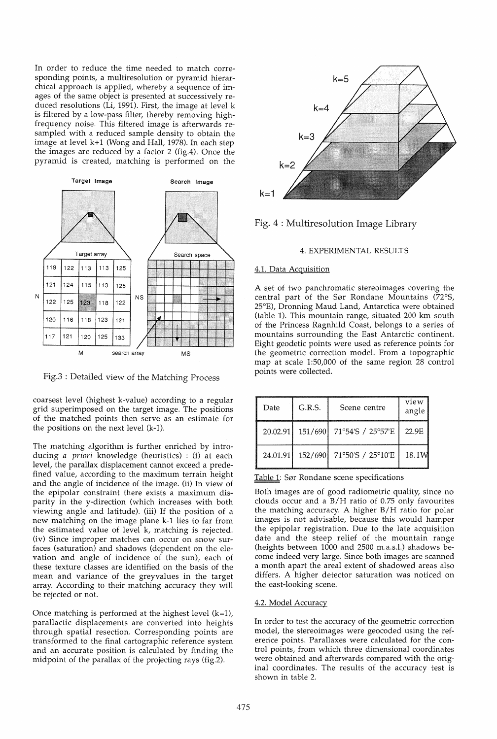In order to reduce the time needed to match corresponding points, a multiresolution or pyramid hierarchical approach is applied, whereby a sequence of images of the same object is presented at successively reduced resolutions (Li, 1991). First, the image at level k is filtered by a low-pass filter, thereby removing high-frequency noise. This filtered image is afterwards resampled with a reduced sample density to obtain the image at level k+1 (Wong and Hall, 1978). In each step the images are reduced by a factor 2 (fig.4). Once the pyramid is created, matching is performed on the coarsest level (highest k-value) according to a regular grid superimposed on the target image. The positions of the matched points then serve as an estimate for the positions on the next level (k-1).

Target Image

Search Image

Target array

Search space

| | | | | |
|---|---|---|---|---|
| 119 | 122 | 113 | 113 | 125 |
| 121 | 124 | 115 | 113 | 125 |
| 122 | 125 | 123 | 118 | 122 |
| 120 | 116 | 118 | 123 | 121 |
| 117 | 121 | 120 | 125 | 133 |

N

M

NS

search array

MS

Fig.3 : Detailed view of the Matching Process

The matching algorithm is further enriched by introducing *a priori* knowledge (heuristics) : (i) at each level, the parallax displacement cannot exceed a predefined value, according to the maximum terrain height and the angle of incidence of the image. (ii) In view of the epipolar constraint there exists a maximum disparity in the y-direction (which increases with both viewing angle and latitude). (iii) If the position of a new matching on the image plane k-1 lies to far from the estimated value of level k, matching is rejected. (iv) Since improper matches can occur on snow surfaces (saturation) and shadows (dependent on the elevation and angle of incidence of the sun), each of these texture classes are identified on the basis of the mean and variance of the greyvalues in the target array. According to their matching accuracy they will be rejected or not.

Once matching is performed at the highest level (k=1), parallactic displacements are converted into heights through spatial resection. Corresponding points are transformed to the final cartographic reference system and an accurate position is calculated by finding the midpoint of the parallax of the projecting rays (fig.2).

k=5

k=4

k=3

k=2

k=1

Fig. 4 : Multiresolution Image Library

## 4. EXPERIMENTAL RESULTS

### 4.1. Data Acquisition

A set of two panchromatic stereoimages covering the central part of the Sør Rondane Mountains (72°S, 25°E), Dronning Maud Land, Antarctica were obtained (table 1). This mountain range, situated 200 km south of the Princess Ragnhild Coast, belongs to a series of mountains surrounding the East Antarctic continent. Eight geodetic points were used as reference points for the geometric correction model. From a topographic map at scale 1:50,000 of the same region 28 control points were collected.

| Date | G.R.S. | Scene centre | view angle |
|---|---|---|---|
| 20.02.91 | 151/690 | 71°54'S / 25°57'E | 22.9E |
| 24.01.91 | 152/690 | 71°50'S / 25°10'E | 18.1W |

Table 1: Sør Rondane scene specifications

Both images are of good radiometric quality, since no clouds occur and a B/H ratio of 0.75 only favourites the matching accuracy. A higher B/H ratio for polar images is not advisable, because this would hamper the epipolar registration. Due to the late acquisition date and the steep relief of the mountain range (heights between 1000 and 2500 m.a.s.l.) shadows become indeed very large. Since both images are scanned a month apart the areal extent of shadowed areas also differs. A higher detector saturation was noticed on the east-looking scene.

### 4.2. Model Accuracy

In order to test the accuracy of the geometric correction model, the stereoimages were geocoded using the reference points. Parallaxes were calculated for the control points, from which three dimensional coordinates were obtained and afterwards compared with the original coordinates. The results of the accuracy test is shown in table 2.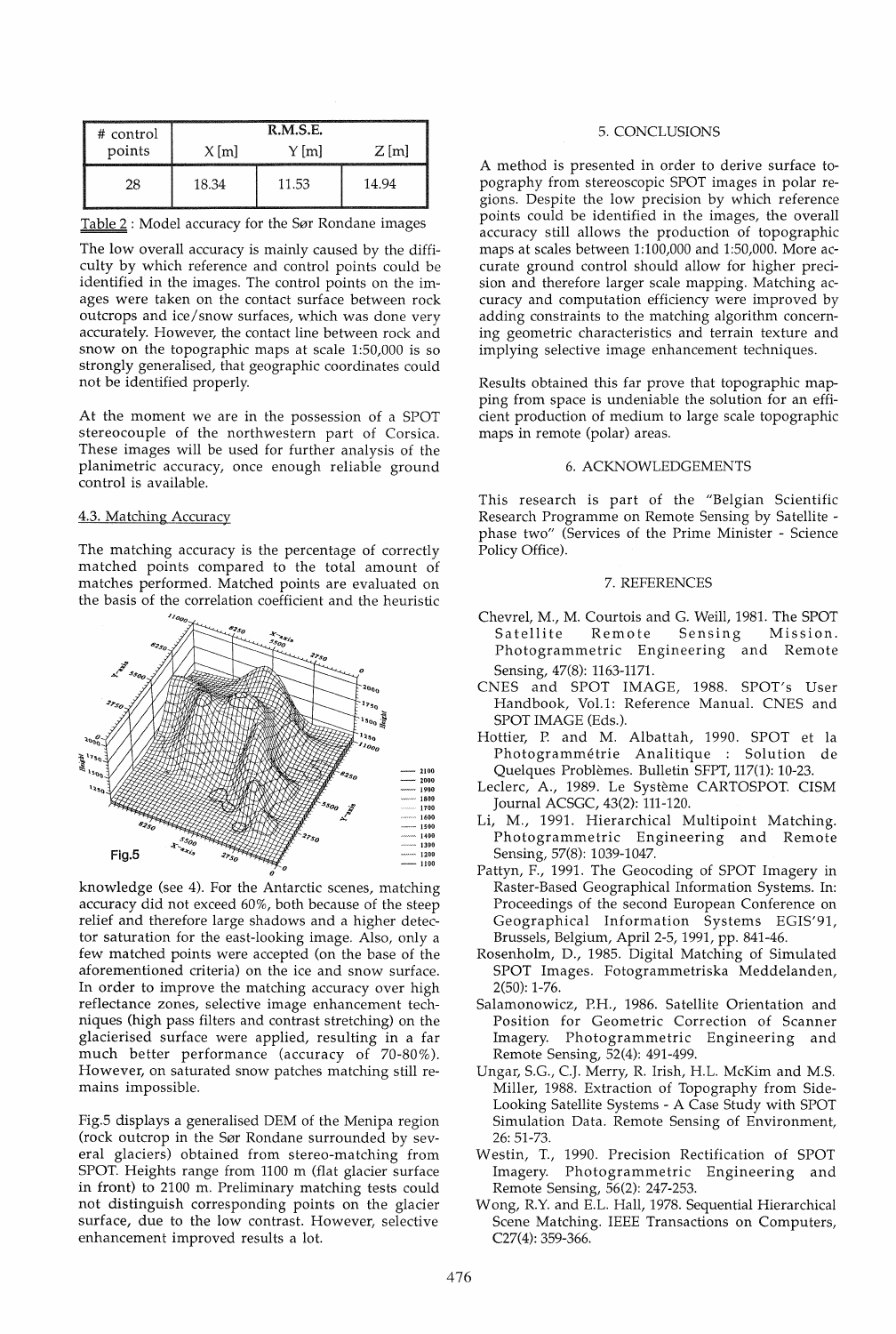| # control points | R.M.S.E. | | |
|---|---|---|---|
| | X [m] | Y [m] | Z [m] |
| 28 | 18.34 | 11.53 | 14.94 |

Table 2 : Model accuracy for the Sør Rondane images

The low overall accuracy is mainly caused by the difficulty by which reference and control points could be identified in the images. The control points on the images were taken on the contact surface between rock outcrops and ice/snow surfaces, which was done very accurately. However, the contact line between rock and snow on the topographic maps at scale 1:50,000 is so strongly generalised, that geographic coordinates could not be identified properly.

At the moment we are in the possession of a SPOT stereocouple of the northwestern part of Corsica. These images will be used for further analysis of the planimetric accuracy, once enough reliable ground control is available.

### 4.3. Matching Accuracy

The matching accuracy is the percentage of correctly matched points compared to the total amount of matches performed. Matched points are evaluated on the basis of the correlation coefficient and the heuristic

Fig.5

knowledge (see 4). For the Antarctic scenes, matching accuracy did not exceed 60%, both because of the steep relief and therefore large shadows and a higher detector saturation for the east-looking image. Also, only a few matched points were accepted (on the base of the aforementioned criteria) on the ice and snow surface. In order to improve the matching accuracy over high reflectance zones, selective image enhancement techniques (high pass filters and contrast stretching) on the glacierised surface were applied, resulting in a far much better performance (accuracy of 70-80%). However, on saturated snow patches matching still remains impossible.

Fig.5 displays a generalised DEM of the Menipa region (rock outcrop in the Sør Rondane surrounded by several glaciers) obtained from stereo-matching from SPOT. Heights range from 1100 m (flat glacier surface in front) to 2100 m. Preliminary matching tests could not distinguish corresponding points on the glacier surface, due to the low contrast. However, selective enhancement improved results a lot.

## 5. CONCLUSIONS

A method is presented in order to derive surface topography from stereoscopic SPOT images in polar regions. Despite the low precision by which reference points could be identified in the images, the overall accuracy still allows the production of topographic maps at scales between 1:100,000 and 1:50,000. More accurate ground control should allow for higher precision and therefore larger scale mapping. Matching accuracy and computation efficiency were improved by adding constraints to the matching algorithm concerning geometric characteristics and terrain texture and implying selective image enhancement techniques.

Results obtained this far prove that topographic mapping from space is undeniable the solution for an efficient production of medium to large scale topographic maps in remote (polar) areas.

## 6. ACKNOWLEDGEMENTS

This research is part of the "Belgian Scientific Research Programme on Remote Sensing by Satellite - phase two" (Services of the Prime Minister - Science Policy Office).

## 7. REFERENCES

Chevrel, M., M. Courtois and G. Weill, 1981. The SPOT Satellite Remote Sensing Mission. Photogrammetric Engineering and Remote Sensing, 47(8): 1163-1171.

CNES and SPOT IMAGE, 1988. SPOT's User Handbook, Vol.1: Reference Manual. CNES and SPOT IMAGE (Eds.).

Hottier, P. and M. Albattah, 1990. SPOT et la Photogrammétrie Analitique : Solution de Quelques Problèmes. Bulletin SFPT, 117(1): 10-23.

Leclerc, A., 1989. Le Système CARTOSPOT. CISM Journal ACSGC, 43(2): 111-120.

Li, M., 1991. Hierarchical Multipoint Matching. Photogrammetric Engineering and Remote Sensing, 57(8): 1039-1047.

Pattyn, F., 1991. The Geocoding of SPOT Imagery in Raster-Based Geographical Information Systems. In: Proceedings of the second European Conference on Geographical Information Systems EGIS'91, Brussels, Belgium, April 2-5, 1991, pp. 841-46.

Rosenholm, D., 1985. Digital Matching of Simulated SPOT Images. Fotogrammetriska Meddelanden, 2(50): 1-76.

Salamonowicz, P.H., 1986. Satellite Orientation and Position for Geometric Correction of Scanner Imagery. Photogrammetric Engineering and Remote Sensing, 52(4): 491-499.

Ungar, S.G., C.J. Merry, R. Irish, H.L. McKim and M.S. Miller, 1988. Extraction of Topography from Side-Looking Satellite Systems - A Case Study with SPOT Simulation Data. Remote Sensing of Environment, 26: 51-73.

Westin, T., 1990. Precision Rectification of SPOT Imagery. Photogrammetric Engineering and Remote Sensing, 56(2): 247-253.

Wong, R.Y. and E.L. Hall, 1978. Sequential Hierarchical Scene Matching. IEEE Transactions on Computers, C27(4): 359-366.